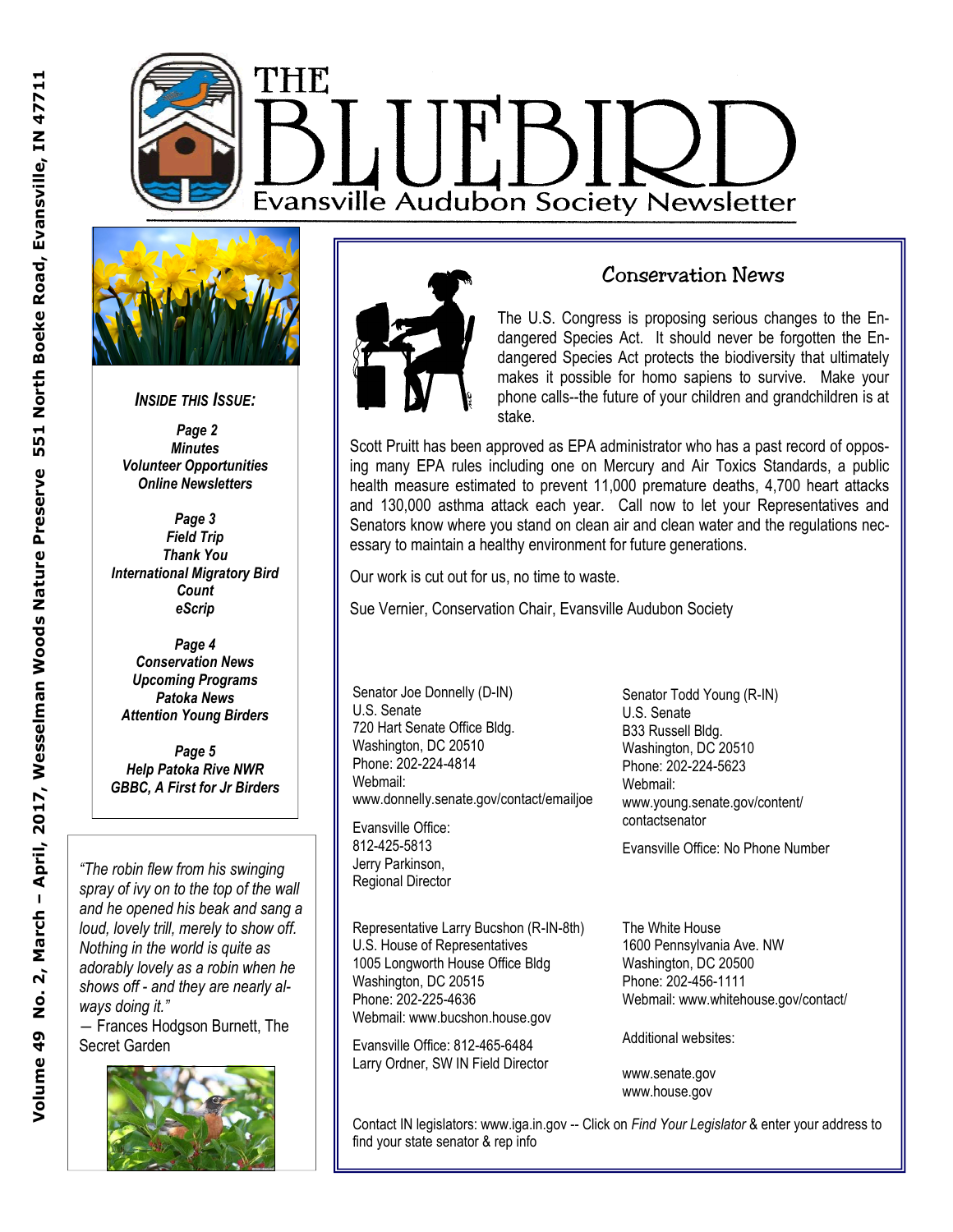# THE BLUEBIRD

## Evansville Audubon Society Newsletter

Volume 49 No. 2, March – April, 2017, Wesselman Woods Nature Preserve 551 North Boeke Road, Evansville, IN 47711

***Inside this Issue:***

***Page 2***
***Minutes***
***Volunteer Opportunities***
***Online Newsletters***

***Page 3***
***Field Trip***
***Thank You***
***International Migratory Bird Count***
***eScrip***

***Page 4***
***Conservation News***
***Upcoming Programs***
***Patoka News***
***Attention Young Birders***

***Page 5***
***Help Patoka Rive NWR***
***GBBC, A First for Jr Birders***

*"The robin flew from his swinging spray of ivy on to the top of the wall and he opened his beak and sang a loud, lovely trill, merely to show off. Nothing in the world is quite as adorably lovely as a robin when he shows off - and they are nearly always doing it."*
— Frances Hodgson Burnett, The Secret Garden

## Conservation News

The U.S. Congress is proposing serious changes to the Endangered Species Act. It should never be forgotten the Endangered Species Act protects the biodiversity that ultimately makes it possible for homo sapiens to survive. Make your phone calls--the future of your children and grandchildren is at stake.

Scott Pruitt has been approved as EPA administrator who has a past record of opposing many EPA rules including one on Mercury and Air Toxics Standards, a public health measure estimated to prevent 11,000 premature deaths, 4,700 heart attacks and 130,000 asthma attack each year. Call now to let your Representatives and Senators know where you stand on clean air and clean water and the regulations necessary to maintain a healthy environment for future generations.

Our work is cut out for us, no time to waste.

Sue Vernier, Conservation Chair, Evansville Audubon Society

Senator Joe Donnelly (D-IN)
U.S. Senate
720 Hart Senate Office Bldg.
Washington, DC 20510
Phone: 202-224-4814
Webmail:
www.donnelly.senate.gov/contact/emailjoe

Evansville Office:
812-425-5813
Jerry Parkinson,
Regional Director

Senator Todd Young (R-IN)
U.S. Senate
B33 Russell Bldg.
Washington, DC 20510
Phone: 202-224-5623
Webmail:
www.young.senate.gov/content/contactsenator

Evansville Office: No Phone Number

Representative Larry Bucshon (R-IN-8th)
U.S. House of Representatives
1005 Longworth House Office Bldg
Washington, DC 20515
Phone: 202-225-4636
Webmail: www.bucshon.house.gov

Evansville Office: 812-465-6484
Larry Ordner, SW IN Field Director

The White House
1600 Pennsylvania Ave. NW
Washington, DC 20500
Phone: 202-456-1111
Webmail: www.whitehouse.gov/contact/

Additional websites:

www.senate.gov
www.house.gov

Contact IN legislators: www.iga.in.gov -- Click on *Find Your Legislator* & enter your address to find your state senator & rep info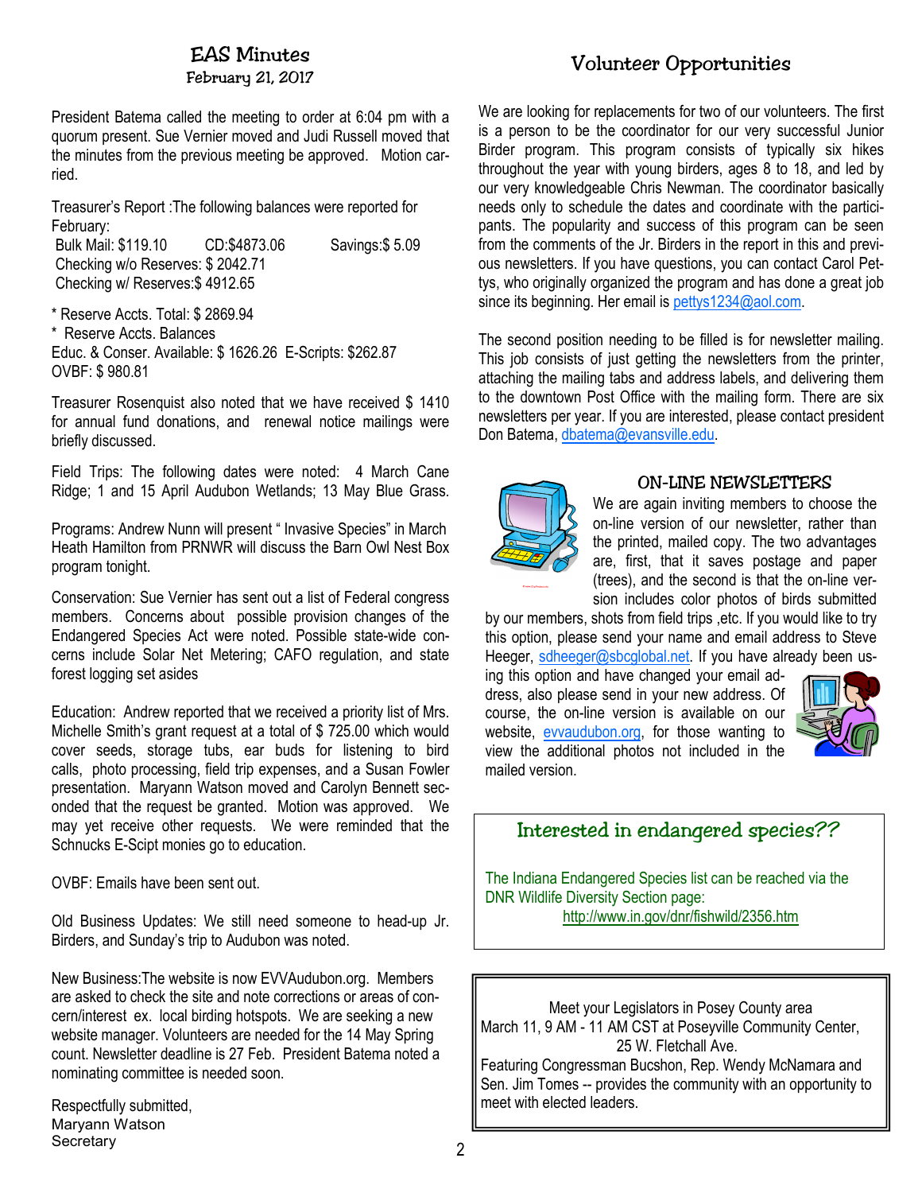## EAS Minutes

### February 21, 2017

President Batema called the meeting to order at 6:04 pm with a quorum present. Sue Vernier moved and Judi Russell moved that the minutes from the previous meeting be approved. Motion carried.

Treasurer's Report :The following balances were reported for February:

Bulk Mail: $119.10 CD:$4873.06 Savings:$ 5.09
Checking w/o Reserves: $ 2042.71
Checking w/ Reserves:$ 4912.65

* Reserve Accts. Total: $ 2869.94
* Reserve Accts. Balances
Educ. & Conser. Available: $ 1626.26 E-Scripts: $262.87
OVBF: $ 980.81

Treasurer Rosenquist also noted that we have received $ 1410 for annual fund donations, and renewal notice mailings were briefly discussed.

Field Trips: The following dates were noted: 4 March Cane Ridge; 1 and 15 April Audubon Wetlands; 13 May Blue Grass.

Programs: Andrew Nunn will present " Invasive Species" in March Heath Hamilton from PRNWR will discuss the Barn Owl Nest Box program tonight.

Conservation: Sue Vernier has sent out a list of Federal congress members. Concerns about possible provision changes of the Endangered Species Act were noted. Possible state-wide concerns include Solar Net Metering; CAFO regulation, and state forest logging set asides

Education: Andrew reported that we received a priority list of Mrs. Michelle Smith's grant request at a total of $ 725.00 which would cover seeds, storage tubs, ear buds for listening to bird calls, photo processing, field trip expenses, and a Susan Fowler presentation. Maryann Watson moved and Carolyn Bennett seconded that the request be granted. Motion was approved. We may yet receive other requests. We were reminded that the Schnucks E-Scipt monies go to education.

OVBF: Emails have been sent out.

Old Business Updates: We still need someone to head-up Jr. Birders, and Sunday's trip to Audubon was noted.

New Business:The website is now EVVAudubon.org. Members are asked to check the site and note corrections or areas of concern/interest ex. local birding hotspots. We are seeking a new website manager. Volunteers are needed for the 14 May Spring count. Newsletter deadline is 27 Feb. President Batema noted a nominating committee is needed soon.

Respectfully submitted,
Maryann Watson
Secretary

## Volunteer Opportunities

We are looking for replacements for two of our volunteers. The first is a person to be the coordinator for our very successful Junior Birder program. This program consists of typically six hikes throughout the year with young birders, ages 8 to 18, and led by our very knowledgeable Chris Newman. The coordinator basically needs only to schedule the dates and coordinate with the participants. The popularity and success of this program can be seen from the comments of the Jr. Birders in the report in this and previous newsletters. If you have questions, you can contact Carol Pettys, who originally organized the program and has done a great job since its beginning. Her email is pettys1234@aol.com.

The second position needing to be filled is for newsletter mailing. This job consists of just getting the newsletters from the printer, attaching the mailing tabs and address labels, and delivering them to the downtown Post Office with the mailing form. There are six newsletters per year. If you are interested, please contact president Don Batema, dbatema@evansville.edu.

### ON-LINE NEWSLETTERS

We are again inviting members to choose the on-line version of our newsletter, rather than the printed, mailed copy. The two advantages are, first, that it saves postage and paper (trees), and the second is that the on-line version includes color photos of birds submitted by our members, shots from field trips ,etc. If you would like to try this option, please send your name and email address to Steve Heeger, sdheeger@sbcglobal.net. If you have already been using this option and have changed your email address, please send in your new address. Of course, the on-line version is available on our website, evvaudubon.org, for those wanting to view the additional photos not included in the mailed version.

### Interested in endangered species??

The Indiana Endangered Species list can be reached via the DNR Wildlife Diversity Section page:
http://www.in.gov/dnr/fishwild/2356.htm

Meet your Legislators in Posey County area
March 11, 9 AM - 11 AM CST at Poseyville Community Center, 25 W. Fletchall Ave.
Featuring Congressman Bucshon, Rep. Wendy McNamara and Sen. Jim Tomes -- provides the community with an opportunity to meet with elected leaders.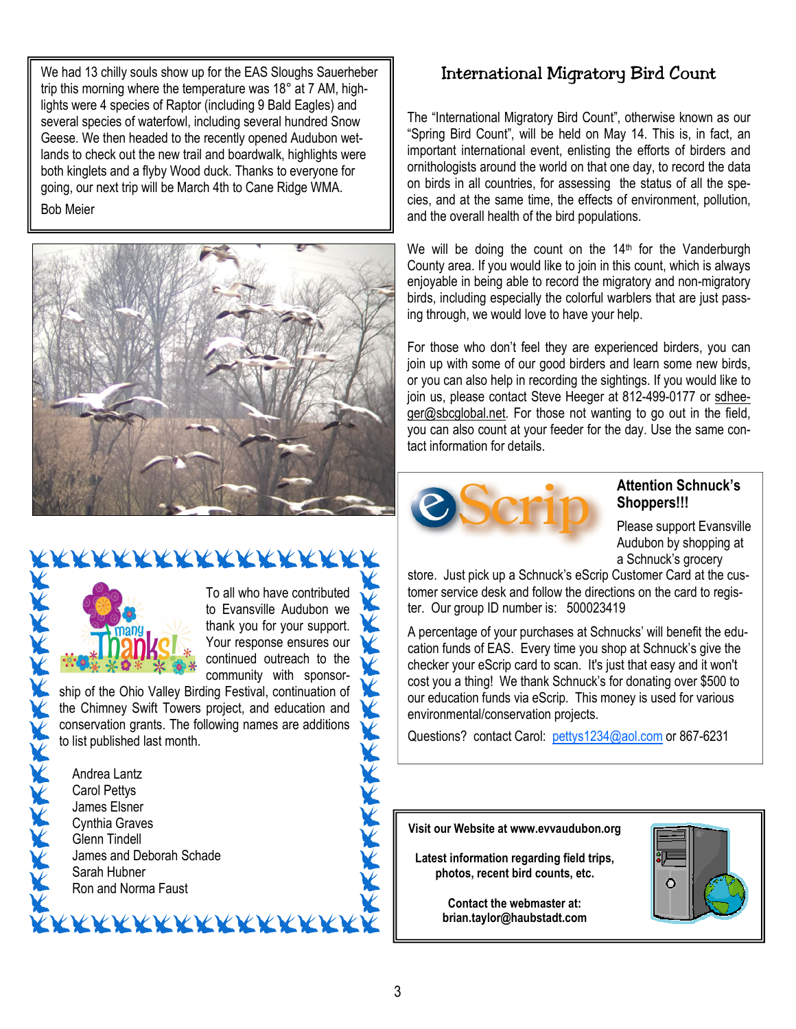We had 13 chilly souls show up for the EAS Sloughs Sauerheber trip this morning where the temperature was 18° at 7 AM, highlights were 4 species of Raptor (including 9 Bald Eagles) and several species of waterfowl, including several hundred Snow Geese. We then headed to the recently opened Audubon wetlands to check out the new trail and boardwalk, highlights were both kinglets and a flyby Wood duck. Thanks to everyone for going, our next trip will be March 4th to Cane Ridge WMA.

Bob Meier

To all who have contributed to Evansville Audubon we thank you for your support. Your response ensures our continued outreach to the community with sponsorship of the Ohio Valley Birding Festival, continuation of the Chimney Swift Towers project, and education and conservation grants. The following names are additions to list published last month.

Andrea Lantz
Carol Pettys
James Elsner
Cynthia Graves
Glenn Tindell
James and Deborah Schade
Sarah Hubner
Ron and Norma Faust

## International Migratory Bird Count

The "International Migratory Bird Count", otherwise known as our "Spring Bird Count", will be held on May 14. This is, in fact, an important international event, enlisting the efforts of birders and ornithologists around the world on that one day, to record the data on birds in all countries, for assessing the status of all the species, and at the same time, the effects of environment, pollution, and the overall health of the bird populations.

We will be doing the count on the 14th for the Vanderburgh County area. If you would like to join in this count, which is always enjoyable in being able to record the migratory and non-migratory birds, including especially the colorful warblers that are just passing through, we would love to have your help.

For those who don't feel they are experienced birders, you can join up with some of our good birders and learn some new birds, or you can also help in recording the sightings. If you would like to join us, please contact Steve Heeger at 812-499-0177 or sdheeger@sbcglobal.net. For those not wanting to go out in the field, you can also count at your feeder for the day. Use the same contact information for details.

### Attention Schnuck's Shoppers!!!

Please support Evansville Audubon by shopping at a Schnuck's grocery store. Just pick up a Schnuck's eScrip Customer Card at the customer service desk and follow the directions on the card to register. Our group ID number is: 500023419

A percentage of your purchases at Schnucks' will benefit the education funds of EAS. Every time you shop at Schnuck's give the checker your eScrip card to scan. It's just that easy and it won't cost you a thing! We thank Schnuck's for donating over $500 to our education funds via eScrip. This money is used for various environmental/conservation projects.

Questions? contact Carol: pettys1234@aol.com or 867-6231

**Visit our Website at www.evvaudubon.org**

**Latest information regarding field trips, photos, recent bird counts, etc.**

**Contact the webmaster at: brian.taylor@haubstadt.com**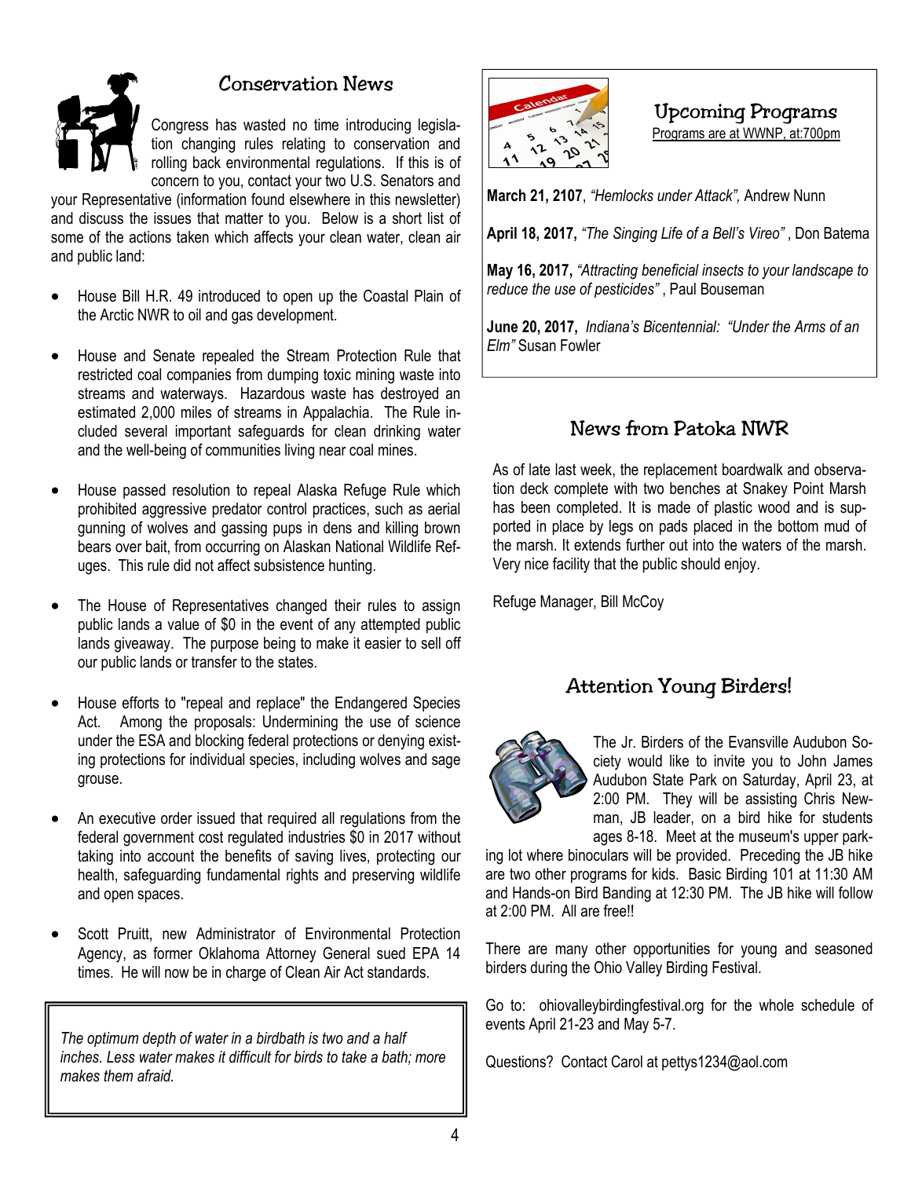## Conservation News

Congress has wasted no time introducing legislation changing rules relating to conservation and rolling back environmental regulations. If this is of concern to you, contact your two U.S. Senators and your Representative (information found elsewhere in this newsletter) and discuss the issues that matter to you. Below is a short list of some of the actions taken which affects your clean water, clean air and public land:

- House Bill H.R. 49 introduced to open up the Coastal Plain of the Arctic NWR to oil and gas development.
- House and Senate repealed the Stream Protection Rule that restricted coal companies from dumping toxic mining waste into streams and waterways. Hazardous waste has destroyed an estimated 2,000 miles of streams in Appalachia. The Rule included several important safeguards for clean drinking water and the well-being of communities living near coal mines.
- House passed resolution to repeal Alaska Refuge Rule which prohibited aggressive predator control practices, such as aerial gunning of wolves and gassing pups in dens and killing brown bears over bait, from occurring on Alaskan National Wildlife Refuges. This rule did not affect subsistence hunting.
- The House of Representatives changed their rules to assign public lands a value of $0 in the event of any attempted public lands giveaway. The purpose being to make it easier to sell off our public lands or transfer to the states.
- House efforts to "repeal and replace" the Endangered Species Act. Among the proposals: Undermining the use of science under the ESA and blocking federal protections or denying existing protections for individual species, including wolves and sage grouse.
- An executive order issued that required all regulations from the federal government cost regulated industries $0 in 2017 without taking into account the benefits of saving lives, protecting our health, safeguarding fundamental rights and preserving wildlife and open spaces.
- Scott Pruitt, new Administrator of Environmental Protection Agency, as former Oklahoma Attorney General sued EPA 14 times. He will now be in charge of Clean Air Act standards.

*The optimum depth of water in a birdbath is two and a half inches. Less water makes it difficult for birds to take a bath; more makes them afraid.*

## Upcoming Programs

Programs are at WWNP, at:700pm

**March 21, 2107**, *"Hemlocks under Attack",* Andrew Nunn

**April 18, 2017,** *"The Singing Life of a Bell's Vireo"* , Don Batema

**May 16, 2017,** *"Attracting beneficial insects to your landscape to reduce the use of pesticides"* , Paul Bouseman

**June 20, 2017,** *Indiana's Bicentennial: "Under the Arms of an Elm"* Susan Fowler

## News from Patoka NWR

As of late last week, the replacement boardwalk and observation deck complete with two benches at Snakey Point Marsh has been completed. It is made of plastic wood and is supported in place by legs on pads placed in the bottom mud of the marsh. It extends further out into the waters of the marsh. Very nice facility that the public should enjoy.

Refuge Manager, Bill McCoy

## Attention Young Birders!

The Jr. Birders of the Evansville Audubon Society would like to invite you to John James Audubon State Park on Saturday, April 23, at 2:00 PM. They will be assisting Chris Newman, JB leader, on a bird hike for students ages 8-18. Meet at the museum's upper parking lot where binoculars will be provided. Preceding the JB hike are two other programs for kids. Basic Birding 101 at 11:30 AM and Hands-on Bird Banding at 12:30 PM. The JB hike will follow at 2:00 PM. All are free!!

There are many other opportunities for young and seasoned birders during the Ohio Valley Birding Festival.

Go to: ohiovalleybirdingfestival.org for the whole schedule of events April 21-23 and May 5-7.

Questions? Contact Carol at pettys1234@aol.com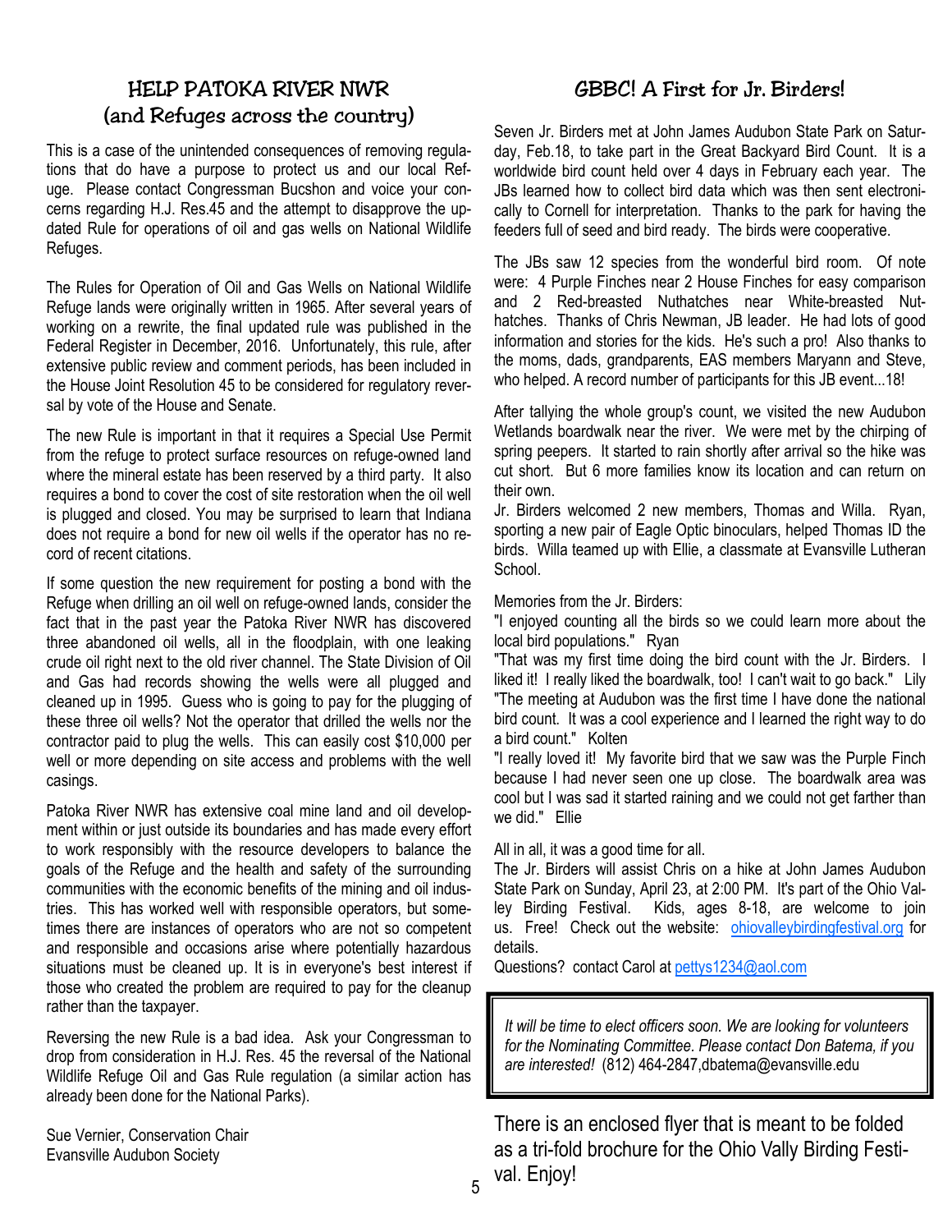## HELP PATOKA RIVER NWR (and Refuges across the country)

This is a case of the unintended consequences of removing regulations that do have a purpose to protect us and our local Refuge. Please contact Congressman Bucshon and voice your concerns regarding H.J. Res.45 and the attempt to disapprove the updated Rule for operations of oil and gas wells on National Wildlife Refuges.

The Rules for Operation of Oil and Gas Wells on National Wildlife Refuge lands were originally written in 1965. After several years of working on a rewrite, the final updated rule was published in the Federal Register in December, 2016. Unfortunately, this rule, after extensive public review and comment periods, has been included in the House Joint Resolution 45 to be considered for regulatory reversal by vote of the House and Senate.

The new Rule is important in that it requires a Special Use Permit from the refuge to protect surface resources on refuge-owned land where the mineral estate has been reserved by a third party. It also requires a bond to cover the cost of site restoration when the oil well is plugged and closed. You may be surprised to learn that Indiana does not require a bond for new oil wells if the operator has no record of recent citations.

If some question the new requirement for posting a bond with the Refuge when drilling an oil well on refuge-owned lands, consider the fact that in the past year the Patoka River NWR has discovered three abandoned oil wells, all in the floodplain, with one leaking crude oil right next to the old river channel. The State Division of Oil and Gas had records showing the wells were all plugged and cleaned up in 1995. Guess who is going to pay for the plugging of these three oil wells? Not the operator that drilled the wells nor the contractor paid to plug the wells. This can easily cost $10,000 per well or more depending on site access and problems with the well casings.

Patoka River NWR has extensive coal mine land and oil development within or just outside its boundaries and has made every effort to work responsibly with the resource developers to balance the goals of the Refuge and the health and safety of the surrounding communities with the economic benefits of the mining and oil industries. This has worked well with responsible operators, but sometimes there are instances of operators who are not so competent and responsible and occasions arise where potentially hazardous situations must be cleaned up. It is in everyone's best interest if those who created the problem are required to pay for the cleanup rather than the taxpayer.

Reversing the new Rule is a bad idea. Ask your Congressman to drop from consideration in H.J. Res. 45 the reversal of the National Wildlife Refuge Oil and Gas Rule regulation (a similar action has already been done for the National Parks).

Sue Vernier, Conservation Chair
Evansville Audubon Society

## GBBC! A First for Jr. Birders!

Seven Jr. Birders met at John James Audubon State Park on Saturday, Feb.18, to take part in the Great Backyard Bird Count. It is a worldwide bird count held over 4 days in February each year. The JBs learned how to collect bird data which was then sent electronically to Cornell for interpretation. Thanks to the park for having the feeders full of seed and bird ready. The birds were cooperative.

The JBs saw 12 species from the wonderful bird room. Of note were: 4 Purple Finches near 2 House Finches for easy comparison and 2 Red-breasted Nuthatches near White-breasted Nuthatches. Thanks of Chris Newman, JB leader. He had lots of good information and stories for the kids. He's such a pro! Also thanks to the moms, dads, grandparents, EAS members Maryann and Steve, who helped. A record number of participants for this JB event...18!

After tallying the whole group's count, we visited the new Audubon Wetlands boardwalk near the river. We were met by the chirping of spring peepers. It started to rain shortly after arrival so the hike was cut short. But 6 more families know its location and can return on their own.

Jr. Birders welcomed 2 new members, Thomas and Willa. Ryan, sporting a new pair of Eagle Optic binoculars, helped Thomas ID the birds. Willa teamed up with Ellie, a classmate at Evansville Lutheran School.

Memories from the Jr. Birders:

"I enjoyed counting all the birds so we could learn more about the local bird populations." Ryan

"That was my first time doing the bird count with the Jr. Birders. I liked it! I really liked the boardwalk, too! I can't wait to go back." Lily

"The meeting at Audubon was the first time I have done the national bird count. It was a cool experience and I learned the right way to do a bird count." Kolten

"I really loved it! My favorite bird that we saw was the Purple Finch because I had never seen one up close. The boardwalk area was cool but I was sad it started raining and we could not get farther than we did." Ellie

All in all, it was a good time for all.

The Jr. Birders will assist Chris on a hike at John James Audubon State Park on Sunday, April 23, at 2:00 PM. It's part of the Ohio Valley Birding Festival. Kids, ages 8-18, are welcome to join us. Free! Check out the website: ohiovalleybirdingfestival.org for details.

Questions? contact Carol at pettys1234@aol.com

*It will be time to elect officers soon. We are looking for volunteers for the Nominating Committee. Please contact Don Batema, if you are interested!* (812) 464-2847,dbatema@evansville.edu

There is an enclosed flyer that is meant to be folded as a tri-fold brochure for the Ohio Vally Birding Festival. Enjoy!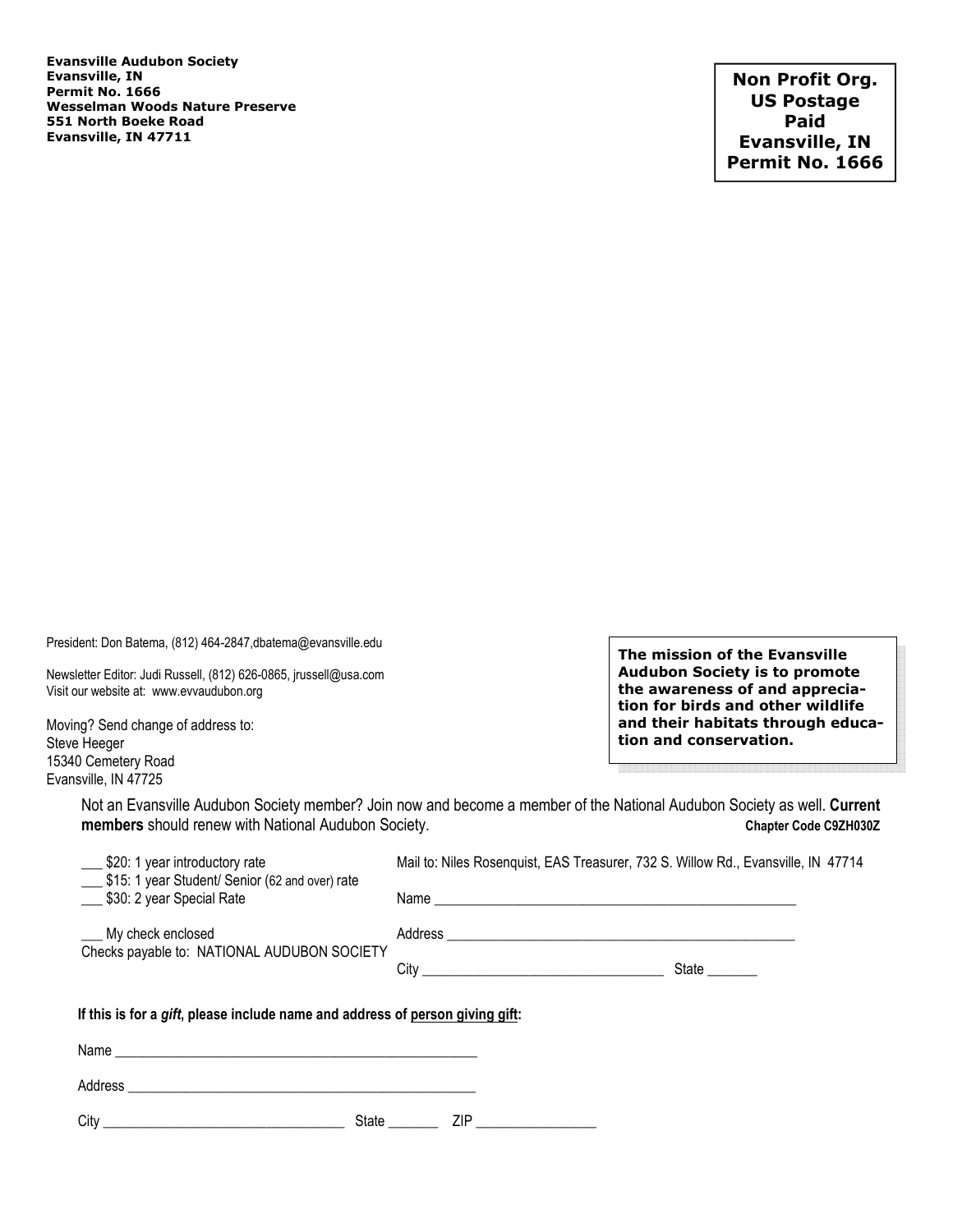**Evansville Audubon Society**
**Evansville, IN**
**Permit No. 1666**
**Wesselman Woods Nature Preserve**
**551 North Boeke Road**
**Evansville, IN 47711**

**Non Profit Org.**
**US Postage**
**Paid**
**Evansville, IN**
**Permit No. 1666**

President: Don Batema, (812) 464-2847,dbatema@evansville.edu

Newsletter Editor: Judi Russell, (812) 626-0865, jrussell@usa.com
Visit our website at: www.evvaudubon.org

Moving? Send change of address to:
Steve Heeger
15340 Cemetery Road
Evansville, IN 47725

**The mission of the Evansville Audubon Society is to promote the awareness of and appreciation for birds and other wildlife and their habitats through education and conservation.**

Not an Evansville Audubon Society member? Join now and become a member of the National Audubon Society as well. **Current members** should renew with National Audubon Society. **Chapter Code C9ZH030Z**

___ $20: 1 year introductory rate
___ $15: 1 year Student/ Senior (62 and over) rate
___ $30: 2 year Special Rate

___ My check enclosed
Checks payable to: NATIONAL AUDUBON SOCIETY

Mail to: Niles Rosenquist, EAS Treasurer, 732 S. Willow Rd., Evansville, IN 47714

Name ____________________________________________________

Address __________________________________________________

City _________________________________ State _______

**If this is for a *gift*, please include name and address of person giving gift:**

Name ____________________________________________________

Address __________________________________________________

City _________________________________ State _______ ZIP ________________